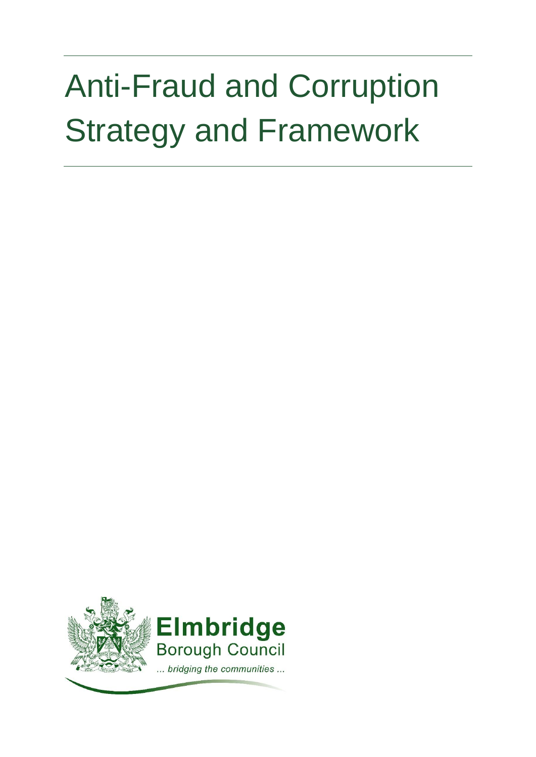# Anti-Fraud and Corruption Strategy and Framework

**Elmbridge**
Borough Council
*... bridging the communities ...*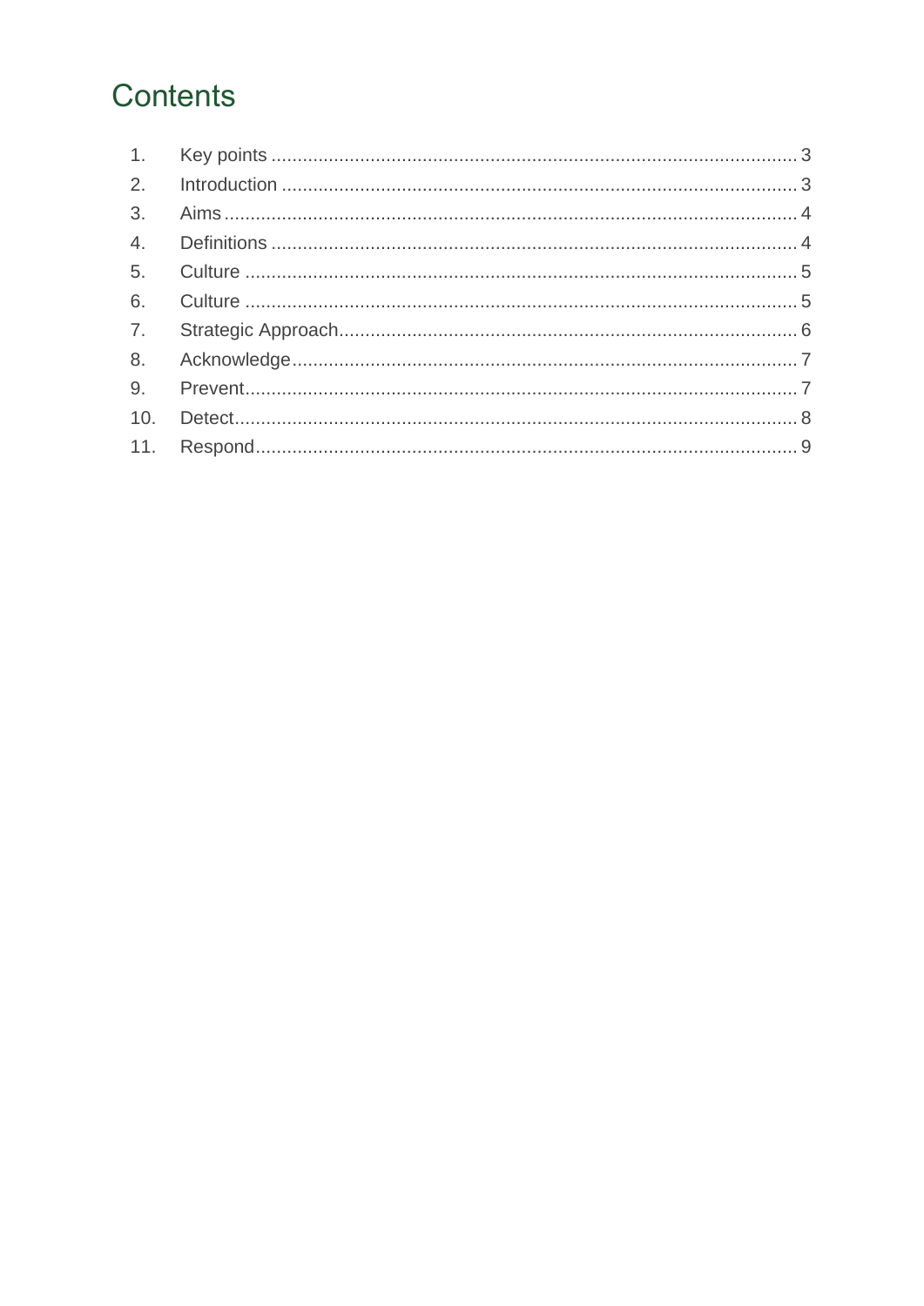# Contents

1. Key points ............................................................................................................ 3
2. Introduction ........................................................................................................ 3
3. Aims .................................................................................................................... 4
4. Definitions ........................................................................................................... 4
5. Culture ................................................................................................................ 5
6. Culture ................................................................................................................ 5
7. Strategic Approach .............................................................................................. 6
8. Acknowledge ....................................................................................................... 7
9. Prevent ................................................................................................................ 7
10. Detect .................................................................................................................. 8
11. Respond .............................................................................................................. 9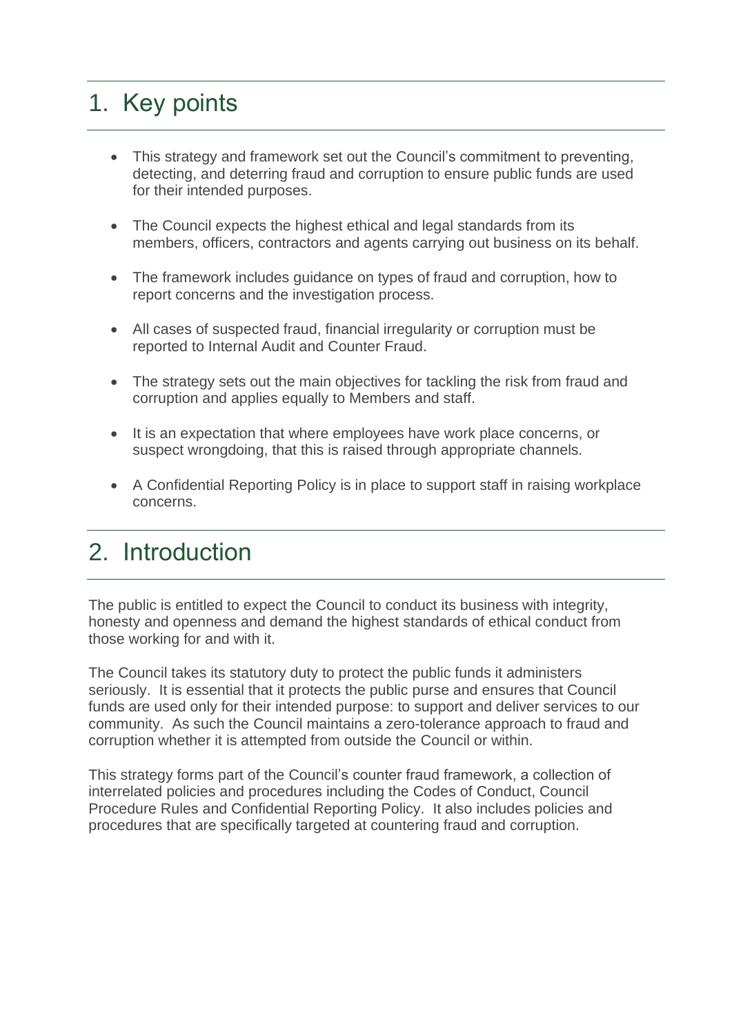## 1. Key points

- This strategy and framework set out the Council's commitment to preventing, detecting, and deterring fraud and corruption to ensure public funds are used for their intended purposes.
- The Council expects the highest ethical and legal standards from its members, officers, contractors and agents carrying out business on its behalf.
- The framework includes guidance on types of fraud and corruption, how to report concerns and the investigation process.
- All cases of suspected fraud, financial irregularity or corruption must be reported to Internal Audit and Counter Fraud.
- The strategy sets out the main objectives for tackling the risk from fraud and corruption and applies equally to Members and staff.
- It is an expectation that where employees have work place concerns, or suspect wrongdoing, that this is raised through appropriate channels.
- A Confidential Reporting Policy is in place to support staff in raising workplace concerns.

## 2. Introduction

The public is entitled to expect the Council to conduct its business with integrity, honesty and openness and demand the highest standards of ethical conduct from those working for and with it.

The Council takes its statutory duty to protect the public funds it administers seriously. It is essential that it protects the public purse and ensures that Council funds are used only for their intended purpose: to support and deliver services to our community. As such the Council maintains a zero-tolerance approach to fraud and corruption whether it is attempted from outside the Council or within.

This strategy forms part of the Council's counter fraud framework, a collection of interrelated policies and procedures including the Codes of Conduct, Council Procedure Rules and Confidential Reporting Policy. It also includes policies and procedures that are specifically targeted at countering fraud and corruption.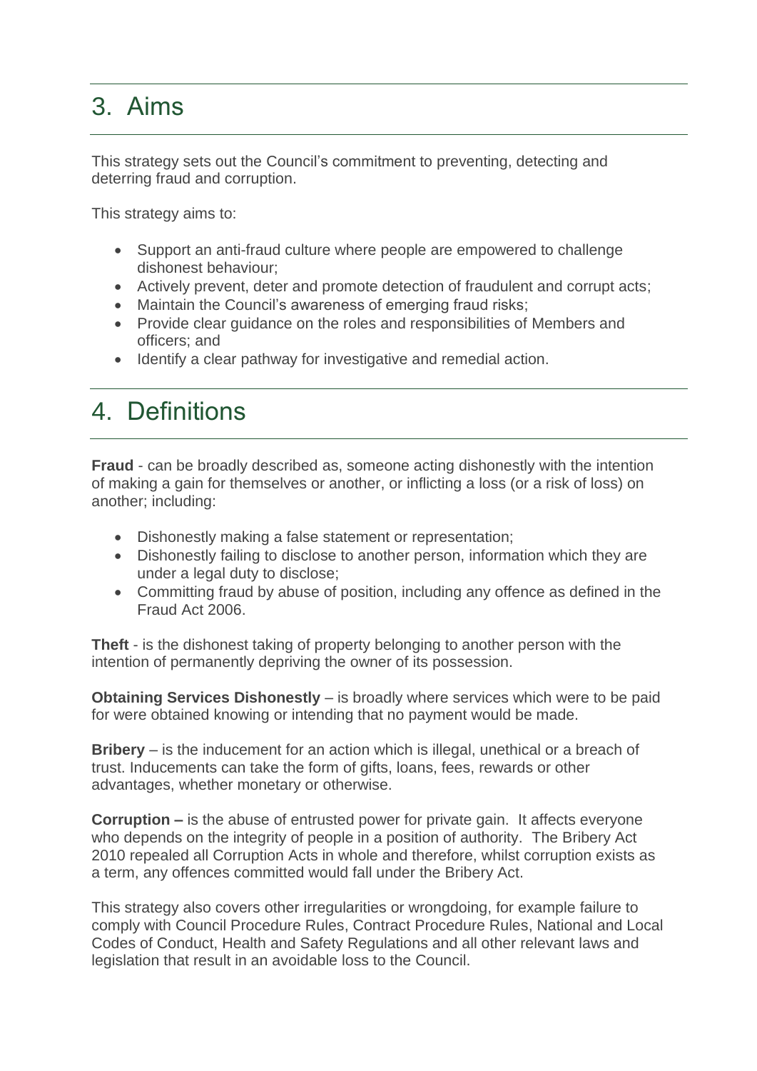## 3. Aims

This strategy sets out the Council's commitment to preventing, detecting and deterring fraud and corruption.

This strategy aims to:

- Support an anti-fraud culture where people are empowered to challenge dishonest behaviour;
- Actively prevent, deter and promote detection of fraudulent and corrupt acts;
- Maintain the Council's awareness of emerging fraud risks;
- Provide clear guidance on the roles and responsibilities of Members and officers; and
- Identify a clear pathway for investigative and remedial action.

## 4. Definitions

**Fraud** - can be broadly described as, someone acting dishonestly with the intention of making a gain for themselves or another, or inflicting a loss (or a risk of loss) on another; including:

- Dishonestly making a false statement or representation;
- Dishonestly failing to disclose to another person, information which they are under a legal duty to disclose;
- Committing fraud by abuse of position, including any offence as defined in the Fraud Act 2006.

**Theft** - is the dishonest taking of property belonging to another person with the intention of permanently depriving the owner of its possession.

**Obtaining Services Dishonestly** – is broadly where services which were to be paid for were obtained knowing or intending that no payment would be made.

**Bribery** – is the inducement for an action which is illegal, unethical or a breach of trust. Inducements can take the form of gifts, loans, fees, rewards or other advantages, whether monetary or otherwise.

**Corruption –** is the abuse of entrusted power for private gain. It affects everyone who depends on the integrity of people in a position of authority. The Bribery Act 2010 repealed all Corruption Acts in whole and therefore, whilst corruption exists as a term, any offences committed would fall under the Bribery Act.

This strategy also covers other irregularities or wrongdoing, for example failure to comply with Council Procedure Rules, Contract Procedure Rules, National and Local Codes of Conduct, Health and Safety Regulations and all other relevant laws and legislation that result in an avoidable loss to the Council.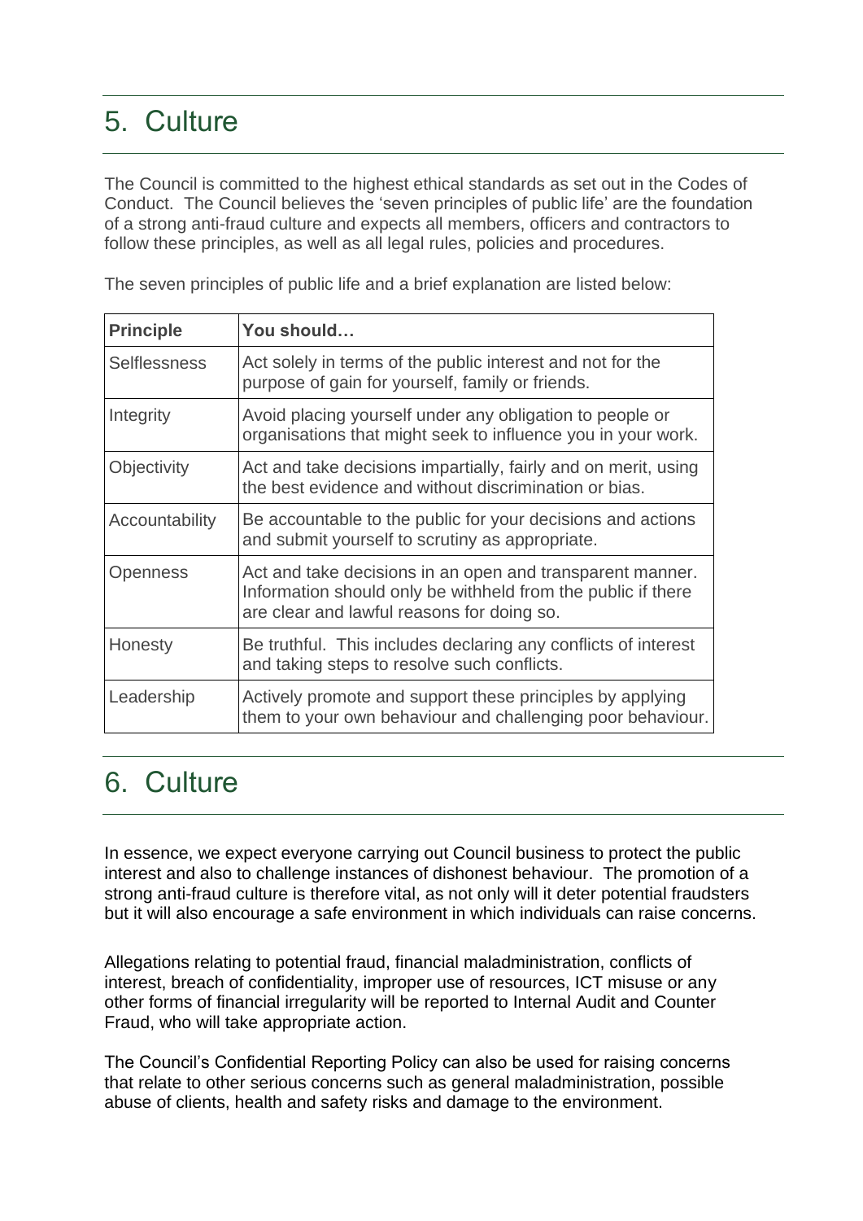# 5. Culture

The Council is committed to the highest ethical standards as set out in the Codes of Conduct. The Council believes the 'seven principles of public life' are the foundation of a strong anti-fraud culture and expects all members, officers and contractors to follow these principles, as well as all legal rules, policies and procedures.

The seven principles of public life and a brief explanation are listed below:

| Principle | You should… |
| --- | --- |
| Selflessness | Act solely in terms of the public interest and not for the purpose of gain for yourself, family or friends. |
| Integrity | Avoid placing yourself under any obligation to people or organisations that might seek to influence you in your work. |
| Objectivity | Act and take decisions impartially, fairly and on merit, using the best evidence and without discrimination or bias. |
| Accountability | Be accountable to the public for your decisions and actions and submit yourself to scrutiny as appropriate. |
| Openness | Act and take decisions in an open and transparent manner. Information should only be withheld from the public if there are clear and lawful reasons for doing so. |
| Honesty | Be truthful. This includes declaring any conflicts of interest and taking steps to resolve such conflicts. |
| Leadership | Actively promote and support these principles by applying them to your own behaviour and challenging poor behaviour. |

# 6. Culture

In essence, we expect everyone carrying out Council business to protect the public interest and also to challenge instances of dishonest behaviour. The promotion of a strong anti-fraud culture is therefore vital, as not only will it deter potential fraudsters but it will also encourage a safe environment in which individuals can raise concerns.

Allegations relating to potential fraud, financial maladministration, conflicts of interest, breach of confidentiality, improper use of resources, ICT misuse or any other forms of financial irregularity will be reported to Internal Audit and Counter Fraud, who will take appropriate action.

The Council's Confidential Reporting Policy can also be used for raising concerns that relate to other serious concerns such as general maladministration, possible abuse of clients, health and safety risks and damage to the environment.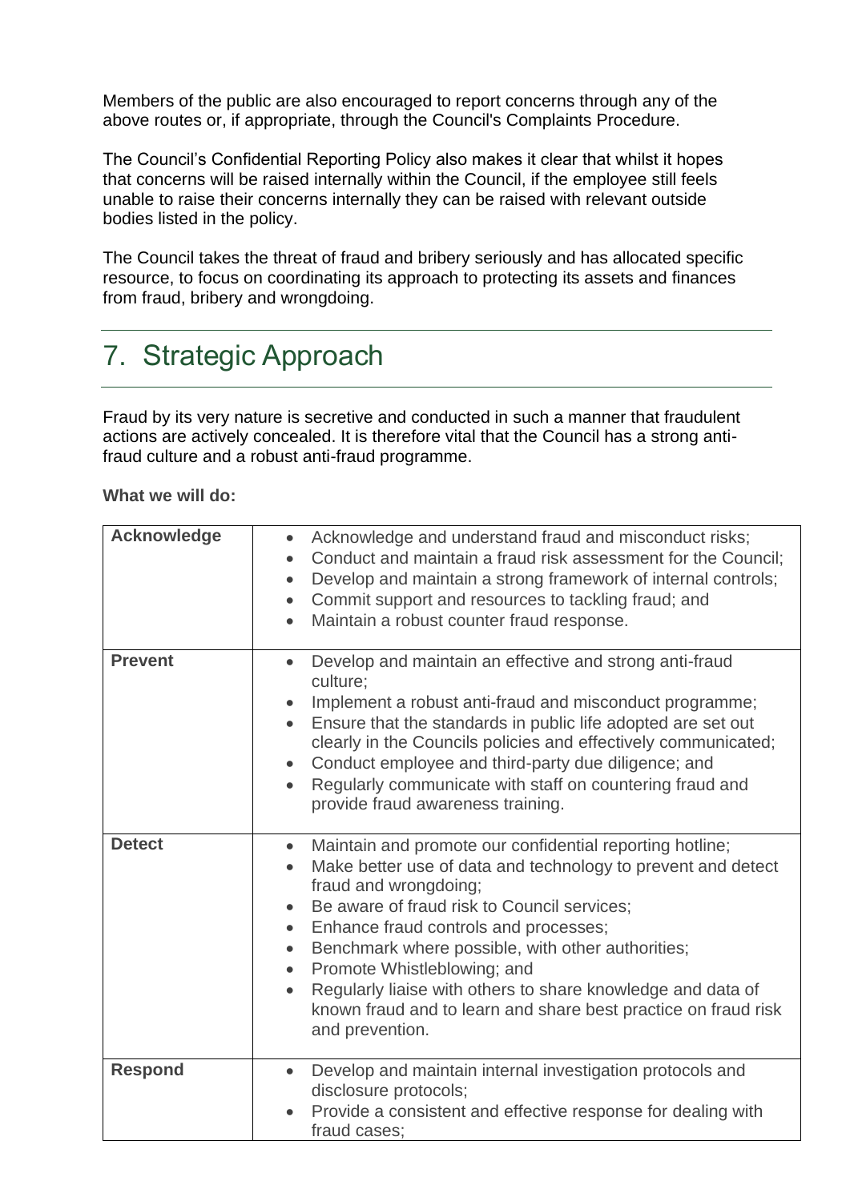Members of the public are also encouraged to report concerns through any of the above routes or, if appropriate, through the Council's Complaints Procedure.

The Council's Confidential Reporting Policy also makes it clear that whilst it hopes that concerns will be raised internally within the Council, if the employee still feels unable to raise their concerns internally they can be raised with relevant outside bodies listed in the policy.

The Council takes the threat of fraud and bribery seriously and has allocated specific resource, to focus on coordinating its approach to protecting its assets and finances from fraud, bribery and wrongdoing.

# 7. Strategic Approach

Fraud by its very nature is secretive and conducted in such a manner that fraudulent actions are actively concealed. It is therefore vital that the Council has a strong anti-fraud culture and a robust anti-fraud programme.

**What we will do:**

| | |
|---|---|
| **Acknowledge** | • Acknowledge and understand fraud and misconduct risks;<br>• Conduct and maintain a fraud risk assessment for the Council;<br>• Develop and maintain a strong framework of internal controls;<br>• Commit support and resources to tackling fraud; and<br>• Maintain a robust counter fraud response. |
| **Prevent** | • Develop and maintain an effective and strong anti-fraud culture;<br>• Implement a robust anti-fraud and misconduct programme;<br>• Ensure that the standards in public life adopted are set out clearly in the Councils policies and effectively communicated;<br>• Conduct employee and third-party due diligence; and<br>• Regularly communicate with staff on countering fraud and provide fraud awareness training. |
| **Detect** | • Maintain and promote our confidential reporting hotline;<br>• Make better use of data and technology to prevent and detect fraud and wrongdoing;<br>• Be aware of fraud risk to Council services;<br>• Enhance fraud controls and processes;<br>• Benchmark where possible, with other authorities;<br>• Promote Whistleblowing; and<br>• Regularly liaise with others to share knowledge and data of known fraud and to learn and share best practice on fraud risk and prevention. |
| **Respond** | • Develop and maintain internal investigation protocols and disclosure protocols;<br>• Provide a consistent and effective response for dealing with fraud cases; |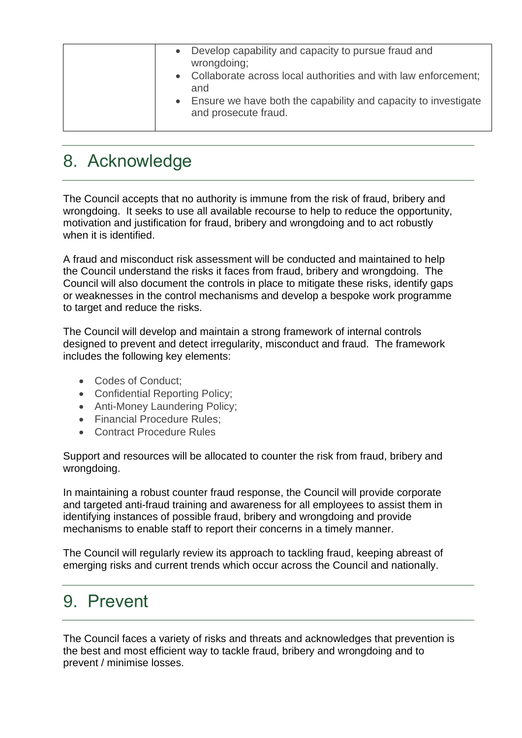| | |
|---|---|
| | • Develop capability and capacity to pursue fraud and wrongdoing;<br>• Collaborate across local authorities and with law enforcement; and<br>• Ensure we have both the capability and capacity to investigate and prosecute fraud. |

## 8. Acknowledge

The Council accepts that no authority is immune from the risk of fraud, bribery and wrongdoing. It seeks to use all available recourse to help to reduce the opportunity, motivation and justification for fraud, bribery and wrongdoing and to act robustly when it is identified.

A fraud and misconduct risk assessment will be conducted and maintained to help the Council understand the risks it faces from fraud, bribery and wrongdoing. The Council will also document the controls in place to mitigate these risks, identify gaps or weaknesses in the control mechanisms and develop a bespoke work programme to target and reduce the risks.

The Council will develop and maintain a strong framework of internal controls designed to prevent and detect irregularity, misconduct and fraud. The framework includes the following key elements:

- Codes of Conduct;
- Confidential Reporting Policy;
- Anti-Money Laundering Policy;
- Financial Procedure Rules;
- Contract Procedure Rules

Support and resources will be allocated to counter the risk from fraud, bribery and wrongdoing.

In maintaining a robust counter fraud response, the Council will provide corporate and targeted anti-fraud training and awareness for all employees to assist them in identifying instances of possible fraud, bribery and wrongdoing and provide mechanisms to enable staff to report their concerns in a timely manner.

The Council will regularly review its approach to tackling fraud, keeping abreast of emerging risks and current trends which occur across the Council and nationally.

## 9. Prevent

The Council faces a variety of risks and threats and acknowledges that prevention is the best and most efficient way to tackle fraud, bribery and wrongdoing and to prevent / minimise losses.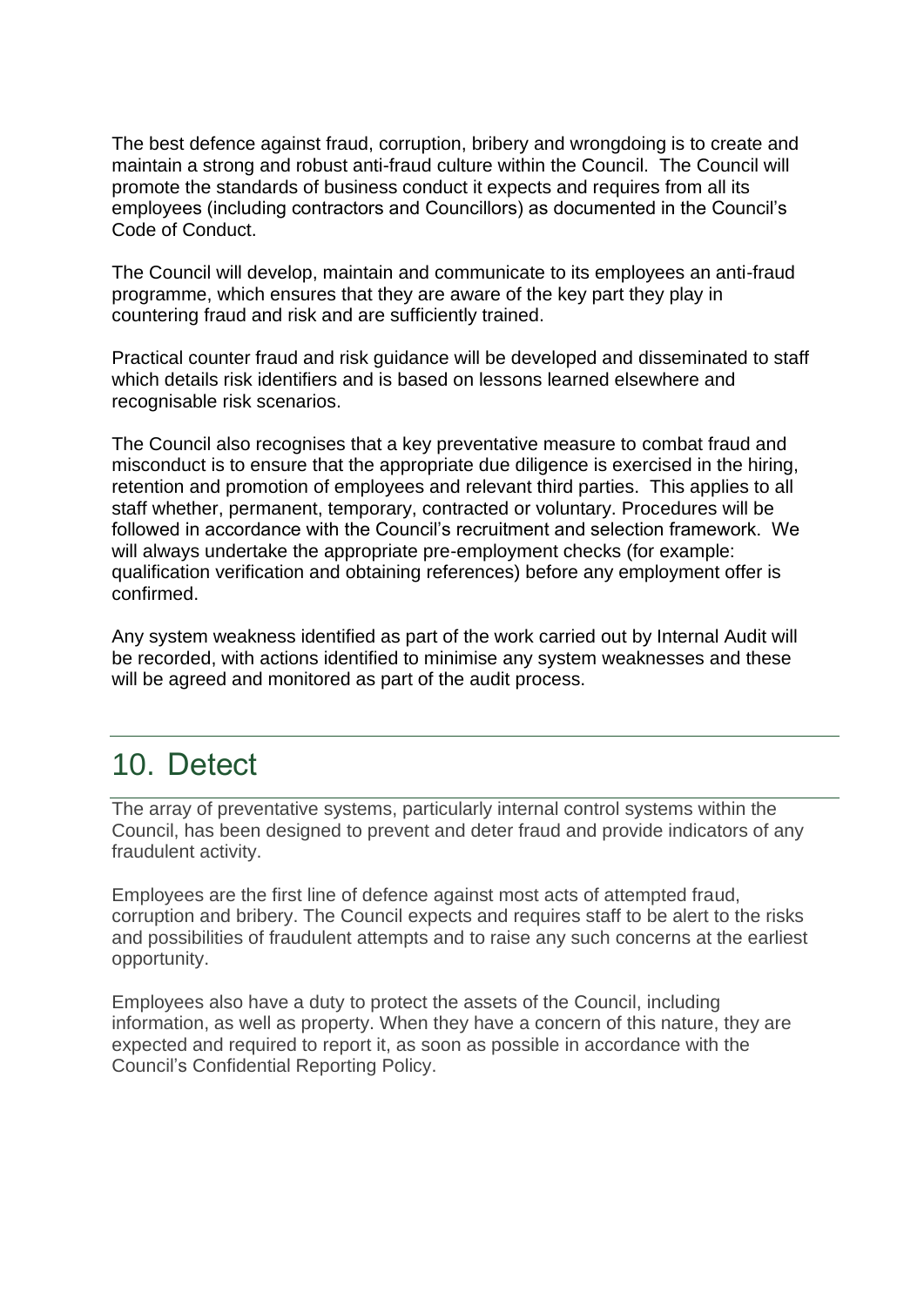The best defence against fraud, corruption, bribery and wrongdoing is to create and maintain a strong and robust anti-fraud culture within the Council. The Council will promote the standards of business conduct it expects and requires from all its employees (including contractors and Councillors) as documented in the Council's Code of Conduct.

The Council will develop, maintain and communicate to its employees an anti-fraud programme, which ensures that they are aware of the key part they play in countering fraud and risk and are sufficiently trained.

Practical counter fraud and risk guidance will be developed and disseminated to staff which details risk identifiers and is based on lessons learned elsewhere and recognisable risk scenarios.

The Council also recognises that a key preventative measure to combat fraud and misconduct is to ensure that the appropriate due diligence is exercised in the hiring, retention and promotion of employees and relevant third parties. This applies to all staff whether, permanent, temporary, contracted or voluntary. Procedures will be followed in accordance with the Council's recruitment and selection framework. We will always undertake the appropriate pre-employment checks (for example: qualification verification and obtaining references) before any employment offer is confirmed.

Any system weakness identified as part of the work carried out by Internal Audit will be recorded, with actions identified to minimise any system weaknesses and these will be agreed and monitored as part of the audit process.

# 10. Detect

The array of preventative systems, particularly internal control systems within the Council, has been designed to prevent and deter fraud and provide indicators of any fraudulent activity.

Employees are the first line of defence against most acts of attempted fraud, corruption and bribery. The Council expects and requires staff to be alert to the risks and possibilities of fraudulent attempts and to raise any such concerns at the earliest opportunity.

Employees also have a duty to protect the assets of the Council, including information, as well as property. When they have a concern of this nature, they are expected and required to report it, as soon as possible in accordance with the Council's Confidential Reporting Policy.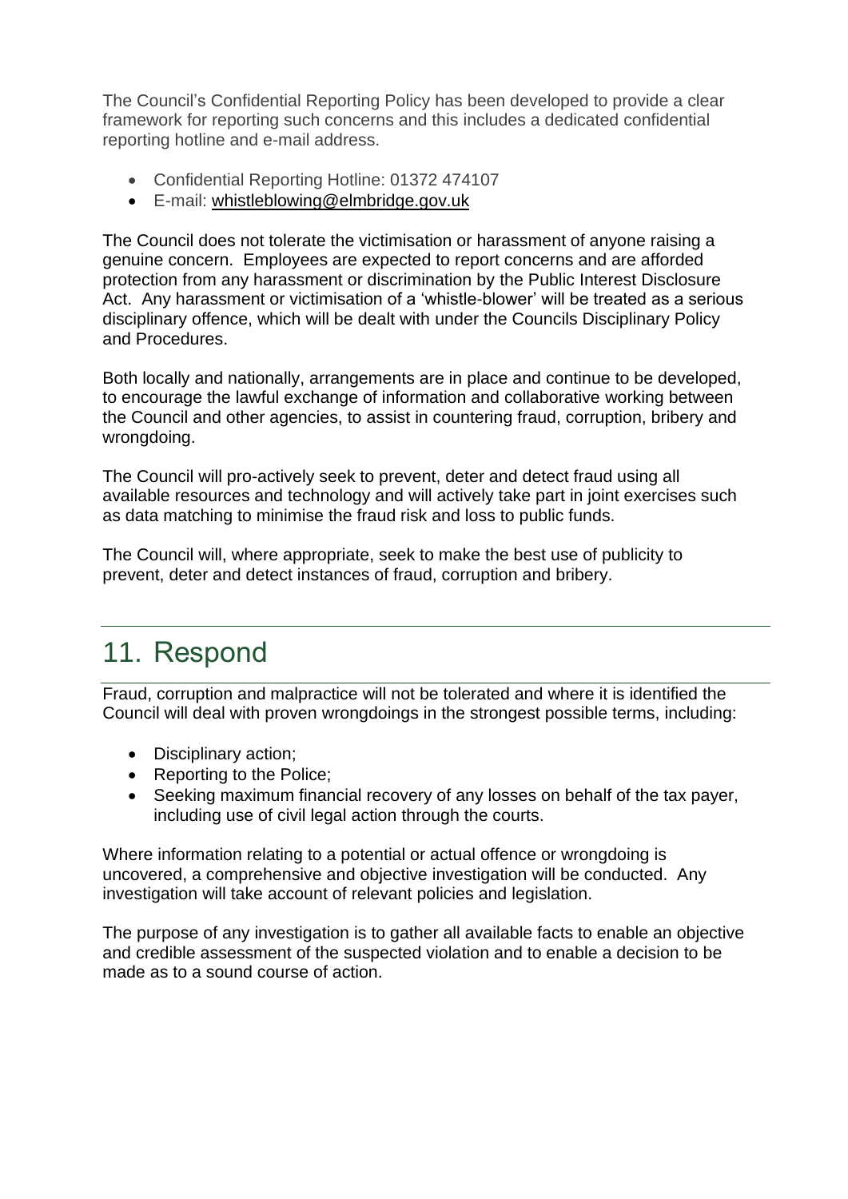The Council's Confidential Reporting Policy has been developed to provide a clear framework for reporting such concerns and this includes a dedicated confidential reporting hotline and e-mail address.

- Confidential Reporting Hotline: 01372 474107
- E-mail: whistleblowing@elmbridge.gov.uk

The Council does not tolerate the victimisation or harassment of anyone raising a genuine concern. Employees are expected to report concerns and are afforded protection from any harassment or discrimination by the Public Interest Disclosure Act. Any harassment or victimisation of a 'whistle-blower' will be treated as a serious disciplinary offence, which will be dealt with under the Councils Disciplinary Policy and Procedures.

Both locally and nationally, arrangements are in place and continue to be developed, to encourage the lawful exchange of information and collaborative working between the Council and other agencies, to assist in countering fraud, corruption, bribery and wrongdoing.

The Council will pro-actively seek to prevent, deter and detect fraud using all available resources and technology and will actively take part in joint exercises such as data matching to minimise the fraud risk and loss to public funds.

The Council will, where appropriate, seek to make the best use of publicity to prevent, deter and detect instances of fraud, corruption and bribery.

## 11. Respond

Fraud, corruption and malpractice will not be tolerated and where it is identified the Council will deal with proven wrongdoings in the strongest possible terms, including:

- Disciplinary action;
- Reporting to the Police;
- Seeking maximum financial recovery of any losses on behalf of the tax payer, including use of civil legal action through the courts.

Where information relating to a potential or actual offence or wrongdoing is uncovered, a comprehensive and objective investigation will be conducted. Any investigation will take account of relevant policies and legislation.

The purpose of any investigation is to gather all available facts to enable an objective and credible assessment of the suspected violation and to enable a decision to be made as to a sound course of action.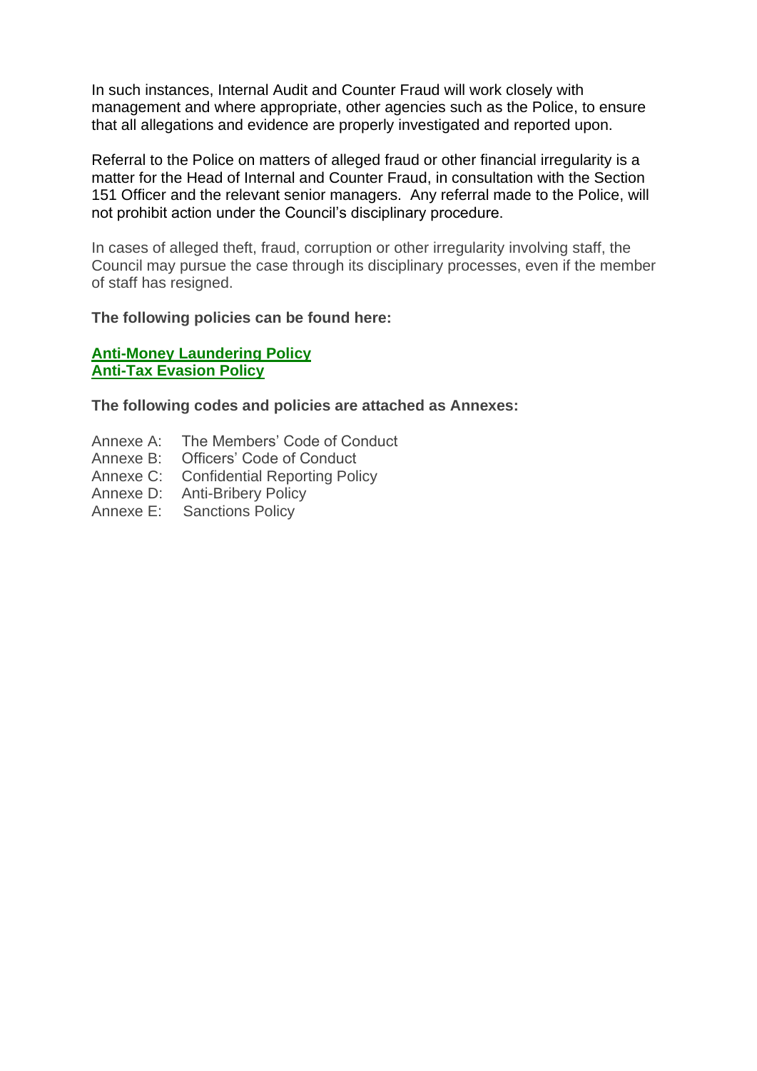In such instances, Internal Audit and Counter Fraud will work closely with management and where appropriate, other agencies such as the Police, to ensure that all allegations and evidence are properly investigated and reported upon.

Referral to the Police on matters of alleged fraud or other financial irregularity is a matter for the Head of Internal and Counter Fraud, in consultation with the Section 151 Officer and the relevant senior managers. Any referral made to the Police, will not prohibit action under the Council's disciplinary procedure.

In cases of alleged theft, fraud, corruption or other irregularity involving staff, the Council may pursue the case through its disciplinary processes, even if the member of staff has resigned.

**The following policies can be found here:**

**Anti-Money Laundering Policy**
**Anti-Tax Evasion Policy**

**The following codes and policies are attached as Annexes:**

Annexe A: The Members' Code of Conduct
Annexe B: Officers' Code of Conduct
Annexe C: Confidential Reporting Policy
Annexe D: Anti-Bribery Policy
Annexe E: Sanctions Policy